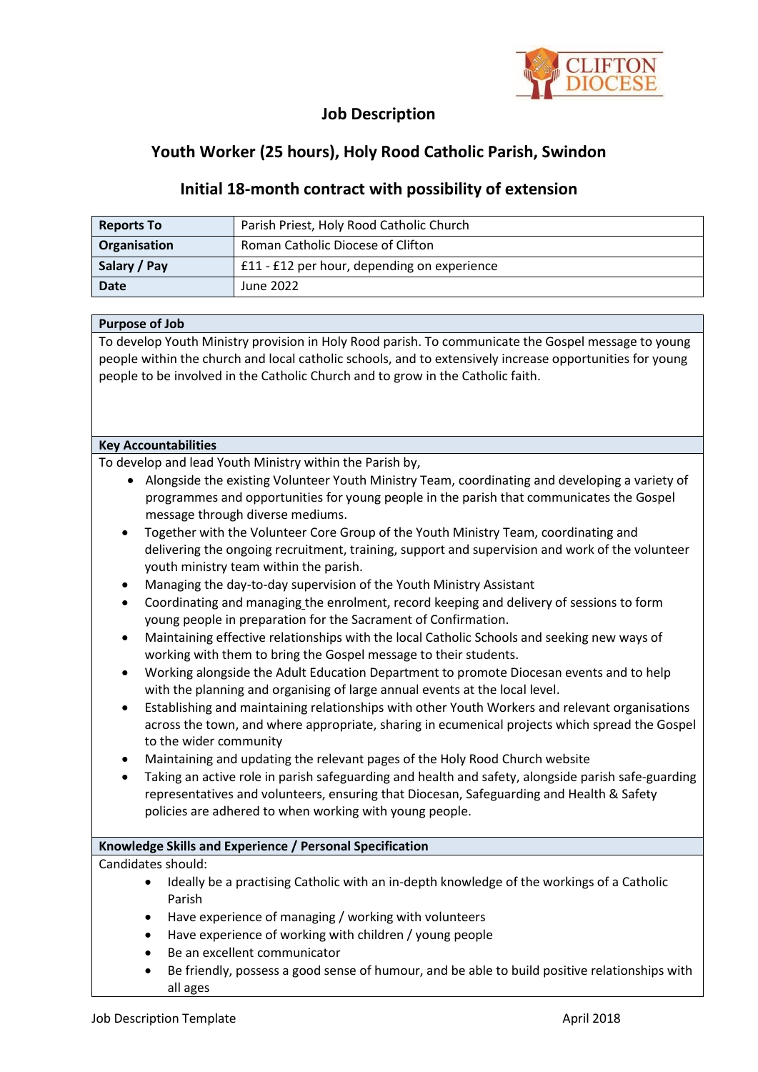## Job Description

## Youth Worker (25 hours), Holy Rood Catholic Parish, Swindon

## Initial 18-month contract with possibility of extension

| **Reports To** | Parish Priest, Holy Rood Catholic Church |
|---|---|
| **Organisation** | Roman Catholic Diocese of Clifton |
| **Salary / Pay** | £11 - £12 per hour, depending on experience |
| **Date** | June 2022 |

**Purpose of Job**

To develop Youth Ministry provision in Holy Rood parish. To communicate the Gospel message to young people within the church and local catholic schools, and to extensively increase opportunities for young people to be involved in the Catholic Church and to grow in the Catholic faith.

**Key Accountabilities**

To develop and lead Youth Ministry within the Parish by,

- Alongside the existing Volunteer Youth Ministry Team, coordinating and developing a variety of programmes and opportunities for young people in the parish that communicates the Gospel message through diverse mediums.
- Together with the Volunteer Core Group of the Youth Ministry Team, coordinating and delivering the ongoing recruitment, training, support and supervision and work of the volunteer youth ministry team within the parish.
- Managing the day-to-day supervision of the Youth Ministry Assistant
- Coordinating and managing the enrolment, record keeping and delivery of sessions to form young people in preparation for the Sacrament of Confirmation.
- Maintaining effective relationships with the local Catholic Schools and seeking new ways of working with them to bring the Gospel message to their students.
- Working alongside the Adult Education Department to promote Diocesan events and to help with the planning and organising of large annual events at the local level.
- Establishing and maintaining relationships with other Youth Workers and relevant organisations across the town, and where appropriate, sharing in ecumenical projects which spread the Gospel to the wider community
- Maintaining and updating the relevant pages of the Holy Rood Church website
- Taking an active role in parish safeguarding and health and safety, alongside parish safe-guarding representatives and volunteers, ensuring that Diocesan, Safeguarding and Health & Safety policies are adhered to when working with young people.

**Knowledge Skills and Experience / Personal Specification**

Candidates should:

- Ideally be a practising Catholic with an in-depth knowledge of the workings of a Catholic Parish
- Have experience of managing / working with volunteers
- Have experience of working with children / young people
- Be an excellent communicator
- Be friendly, possess a good sense of humour, and be able to build positive relationships with all ages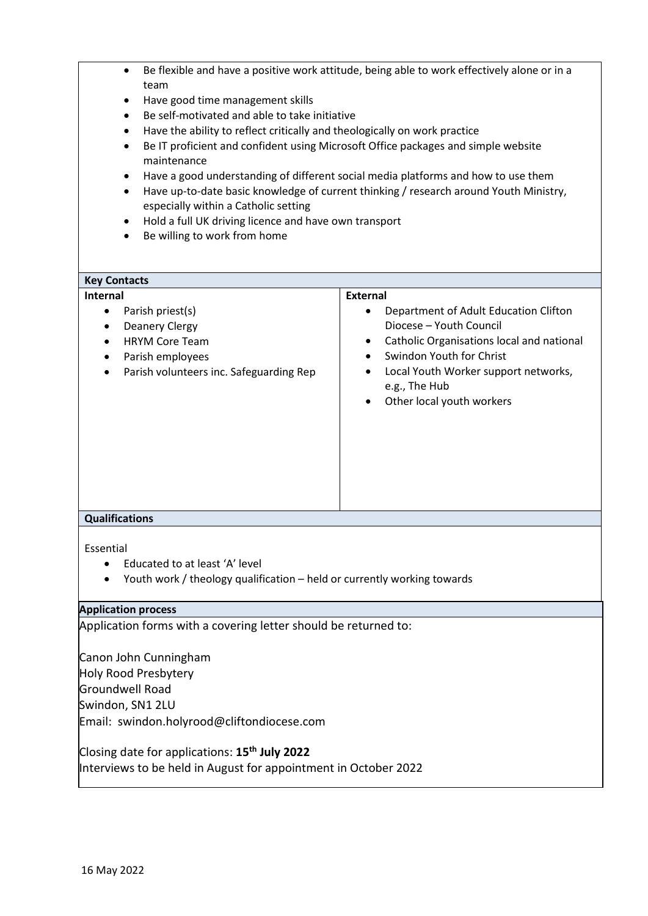- Be flexible and have a positive work attitude, being able to work effectively alone or in a team
- Have good time management skills
- Be self-motivated and able to take initiative
- Have the ability to reflect critically and theologically on work practice
- Be IT proficient and confident using Microsoft Office packages and simple website maintenance
- Have a good understanding of different social media platforms and how to use them
- Have up-to-date basic knowledge of current thinking / research around Youth Ministry, especially within a Catholic setting
- Hold a full UK driving licence and have own transport
- Be willing to work from home

**Key Contacts**

**Internal**

- Parish priest(s)
- Deanery Clergy
- HRYM Core Team
- Parish employees
- Parish volunteers inc. Safeguarding Rep

**External**

- Department of Adult Education Clifton Diocese – Youth Council
- Catholic Organisations local and national
- Swindon Youth for Christ
- Local Youth Worker support networks, e.g., The Hub
- Other local youth workers

**Qualifications**

Essential

- Educated to at least 'A' level
- Youth work / theology qualification – held or currently working towards

**Application process**

Application forms with a covering letter should be returned to:

Canon John Cunningham
Holy Rood Presbytery
Groundwell Road
Swindon, SN1 2LU
Email: swindon.holyrood@cliftondiocese.com

Closing date for applications: **15th July 2022**
Interviews to be held in August for appointment in October 2022

16 May 2022